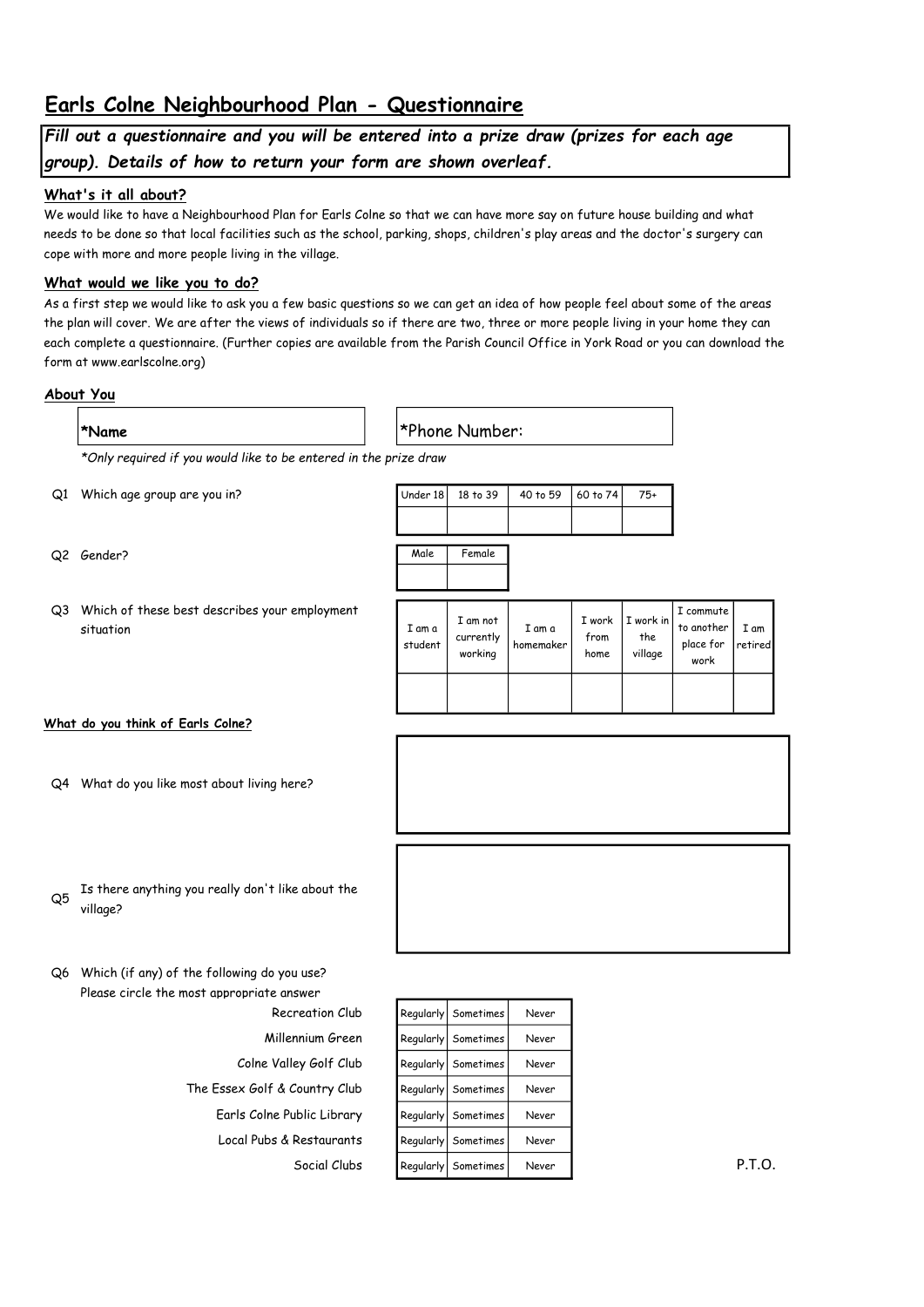# Earls Colne Neighbourhood Plan - Questionnaire

*Fill out a questionnaire and you will be entered into a prize draw (prizes for each age group). Details of how to return your form are shown overleaf.*

### What's it all about?

We would like to have a Neighbourhood Plan for Earls Colne so that we can have more say on future house building and what needs to be done so that local facilities such as the school, parking, shops, children's play areas and the doctor's surgery can cope with more and more people living in the village.

### What would we like you to do?

As a first step we would like to ask you a few basic questions so we can get an idea of how people feel about some of the areas the plan will cover. We are after the views of individuals so if there are two, three or more people living in your home they can each complete a questionnaire. (Further copies are available from the Parish Council Office in York Road or you can download the form at www.earlscolne.org)

### About You

| *Name | *Phone Number: |
|---|---|
| | |

*\*Only required if you would like to be entered in the prize draw*

Q1 Which age group are you in?

| Under 18 | 18 to 39 | 40 to 59 | 60 to 74 | 75+ |
|---|---|---|---|---|
| | | | | |

Q2 Gender?

| Male | Female |
|---|---|
| | |

Q3 Which of these best describes your employment situation

| I am a student | I am not currently working | I am a homemaker | I work from home | I work in the village | I commute to another place for work | I am retired |
|---|---|---|---|---|---|---|
| | | | | | | |

### What do you think of Earls Colne?

Q4 What do you like most about living here?

Q5 Is there anything you really don't like about the village?

Q6 Which (if any) of the following do you use?
Please circle the most appropriate answer

| | | | |
|---|---|---|---|
| Recreation Club | Regularly | Sometimes | Never |
| Millennium Green | Regularly | Sometimes | Never |
| Colne Valley Golf Club | Regularly | Sometimes | Never |
| The Essex Golf & Country Club | Regularly | Sometimes | Never |
| Earls Colne Public Library | Regularly | Sometimes | Never |
| Local Pubs & Restaurants | Regularly | Sometimes | Never |
| Social Clubs | Regularly | Sometimes | Never |

P.T.O.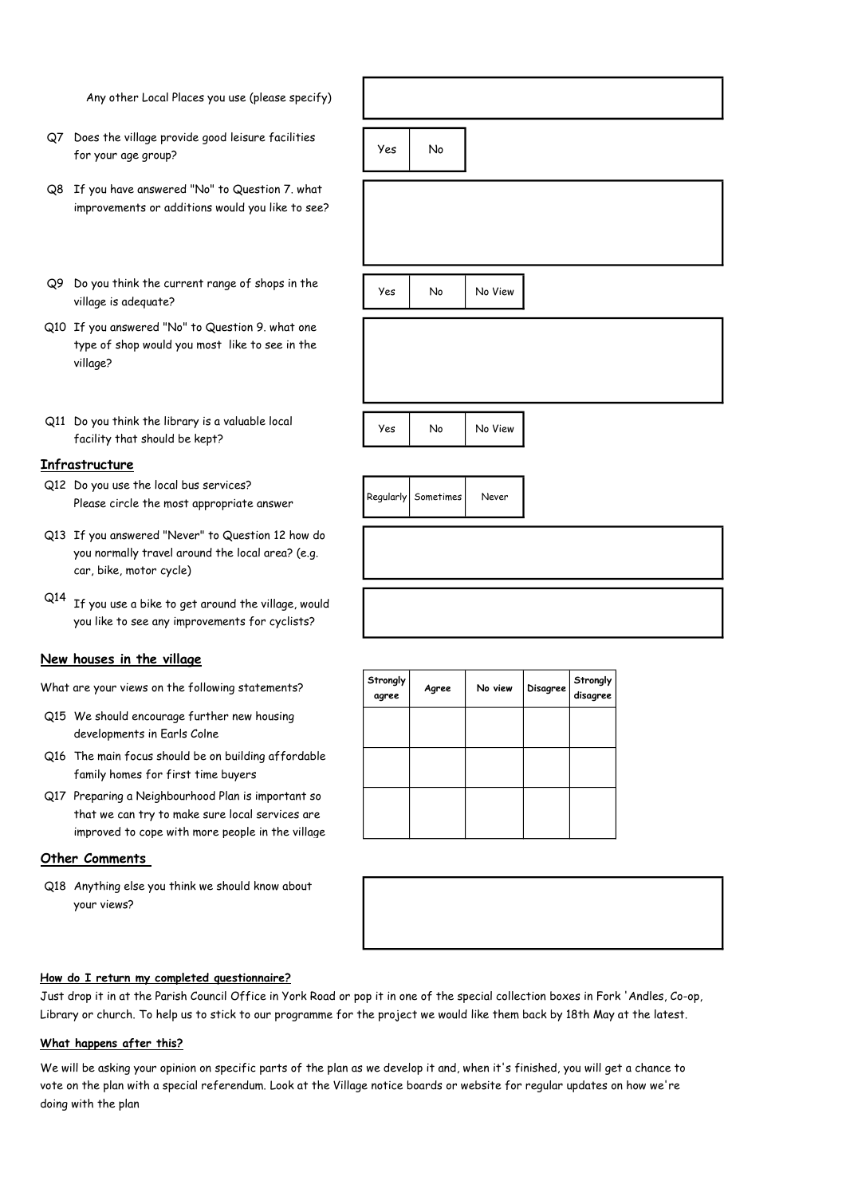Any other Local Places you use (please specify)

Q7 Does the village provide good leisure facilities for your age group?

| Yes | No |
|---|---|

Q8 If you have answered "No" to Question 7. what improvements or additions would you like to see?

Q9 Do you think the current range of shops in the village is adequate?

| Yes | No | No View |
|---|---|---|

Q10 If you answered "No" to Question 9. what one type of shop would you most like to see in the village?

Q11 Do you think the library is a valuable local facility that should be kept?

| Yes | No | No View |
|---|---|---|

## Infrastructure

Q12 Do you use the local bus services? Please circle the most appropriate answer

| Regularly | Sometimes | Never |
|---|---|---|

Q13 If you answered "Never" to Question 12 how do you normally travel around the local area? (e.g. car, bike, motor cycle)

Q14 If you use a bike to get around the village, would you like to see any improvements for cyclists?

## New houses in the village

What are your views on the following statements?

| | Strongly agree | Agree | No view | Disagree | Strongly disagree |
|---|---|---|---|---|---|
| Q15 We should encourage further new housing developments in Earls Colne | | | | | |
| Q16 The main focus should be on building affordable family homes for first time buyers | | | | | |
| Q17 Preparing a Neighbourhood Plan is important so that we can try to make sure local services are improved to cope with more people in the village | | | | | |

## Other Comments

Q18 Anything else you think we should know about your views?

**How do I return my completed questionnaire?**

Just drop it in at the Parish Council Office in York Road or pop it in one of the special collection boxes in Fork 'Andles, Co-op, Library or church. To help us to stick to our programme for the project we would like them back by 18th May at the latest.

**What happens after this?**

We will be asking your opinion on specific parts of the plan as we develop it and, when it's finished, you will get a chance to vote on the plan with a special referendum. Look at the Village notice boards or website for regular updates on how we're doing with the plan